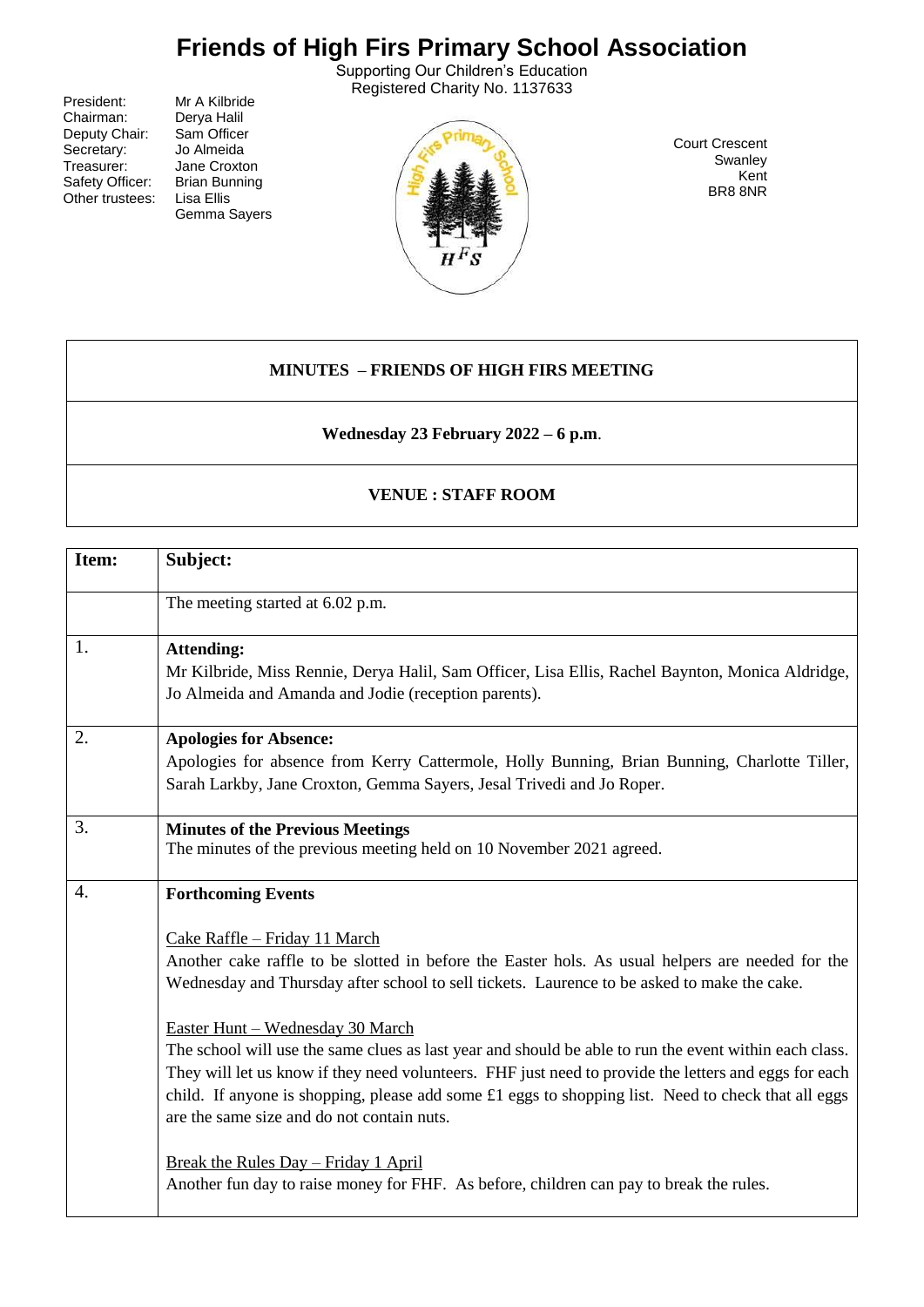# Friends of High Firs Primary School Association

Supporting Our Children's Education
Registered Charity No. 1137633

| | |
|---|---|
| President: | Mr A Kilbride |
| Chairman: | Derya Halil |
| Deputy Chair: | Sam Officer |
| Secretary: | Jo Almeida |
| Treasurer: | Jane Croxton |
| Safety Officer: | Brian Bunning |
| Other trustees: | Lisa Ellis |
| | Gemma Sayers |

Court Crescent
Swanley
Kent
BR8 8NR

**MINUTES – FRIENDS OF HIGH FIRS MEETING**

**Wednesday 23 February 2022 – 6 p.m.**

**VENUE : STAFF ROOM**

| Item: | Subject: |
|---|---|
| | The meeting started at 6.02 p.m. |
| 1. | **Attending:** Mr Kilbride, Miss Rennie, Derya Halil, Sam Officer, Lisa Ellis, Rachel Baynton, Monica Aldridge, Jo Almeida and Amanda and Jodie (reception parents). |
| 2. | **Apologies for Absence:** Apologies for absence from Kerry Cattermole, Holly Bunning, Brian Bunning, Charlotte Tiller, Sarah Larkby, Jane Croxton, Gemma Sayers, Jesal Trivedi and Jo Roper. |
| 3. | **Minutes of the Previous Meetings** The minutes of the previous meeting held on 10 November 2021 agreed. |
| 4. | **Forthcoming Events**<br><br><u>Cake Raffle – Friday 11 March</u><br>Another cake raffle to be slotted in before the Easter hols. As usual helpers are needed for the Wednesday and Thursday after school to sell tickets. Laurence to be asked to make the cake.<br><br><u>Easter Hunt – Wednesday 30 March</u><br>The school will use the same clues as last year and should be able to run the event within each class. They will let us know if they need volunteers. FHF just need to provide the letters and eggs for each child. If anyone is shopping, please add some £1 eggs to shopping list. Need to check that all eggs are the same size and do not contain nuts.<br><br><u>Break the Rules Day – Friday 1 April</u><br>Another fun day to raise money for FHF. As before, children can pay to break the rules. |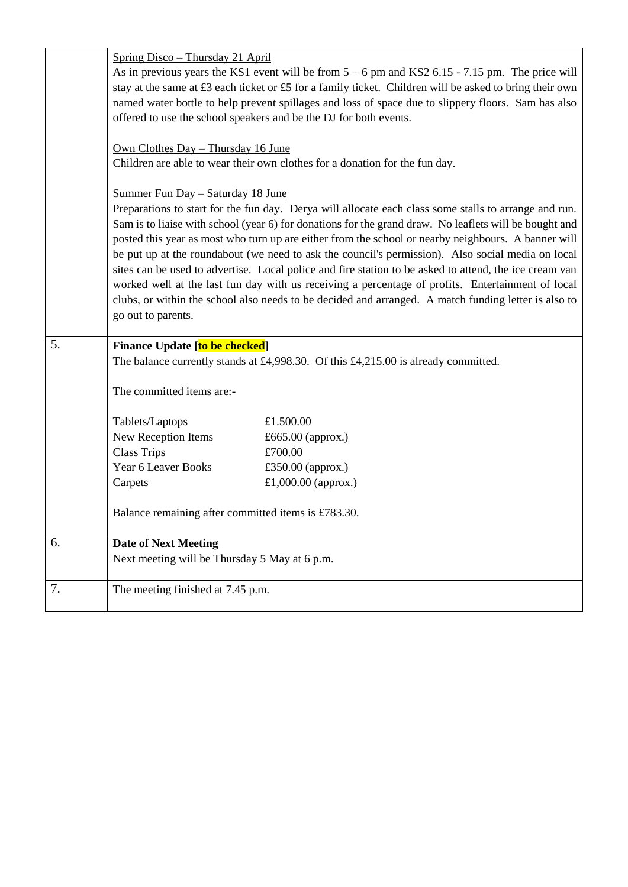| | |
|---|---|
| | <u>Spring Disco – Thursday 21 April</u><br>As in previous years the KS1 event will be from 5 – 6 pm and KS2 6.15 - 7.15 pm. The price will stay at the same at £3 each ticket or £5 for a family ticket. Children will be asked to bring their own named water bottle to help prevent spillages and loss of space due to slippery floors. Sam has also offered to use the school speakers and be the DJ for both events.<br><br><u>Own Clothes Day – Thursday 16 June</u><br>Children are able to wear their own clothes for a donation for the fun day.<br><br><u>Summer Fun Day – Saturday 18 June</u><br>Preparations to start for the fun day. Derya will allocate each class some stalls to arrange and run. Sam is to liaise with school (year 6) for donations for the grand draw. No leaflets will be bought and posted this year as most who turn up are either from the school or nearby neighbours. A banner will be put up at the roundabout (we need to ask the council's permission). Also social media on local sites can be used to advertise. Local police and fire station to be asked to attend, the ice cream van worked well at the last fun day with us receiving a percentage of profits. Entertainment of local clubs, or within the school also needs to be decided and arranged. A match funding letter is also to go out to parents. |
| 5. | **Finance Update [to be checked]**<br>The balance currently stands at £4,998.30. Of this £4,215.00 is already committed.<br><br>The committed items are:-<br><br>Tablets/Laptops — £1.500.00<br>New Reception Items — £665.00 (approx.)<br>Class Trips — £700.00<br>Year 6 Leaver Books — £350.00 (approx.)<br>Carpets — £1,000.00 (approx.)<br><br>Balance remaining after committed items is £783.30. |
| 6. | **Date of Next Meeting**<br>Next meeting will be Thursday 5 May at 6 p.m. |
| 7. | The meeting finished at 7.45 p.m. |